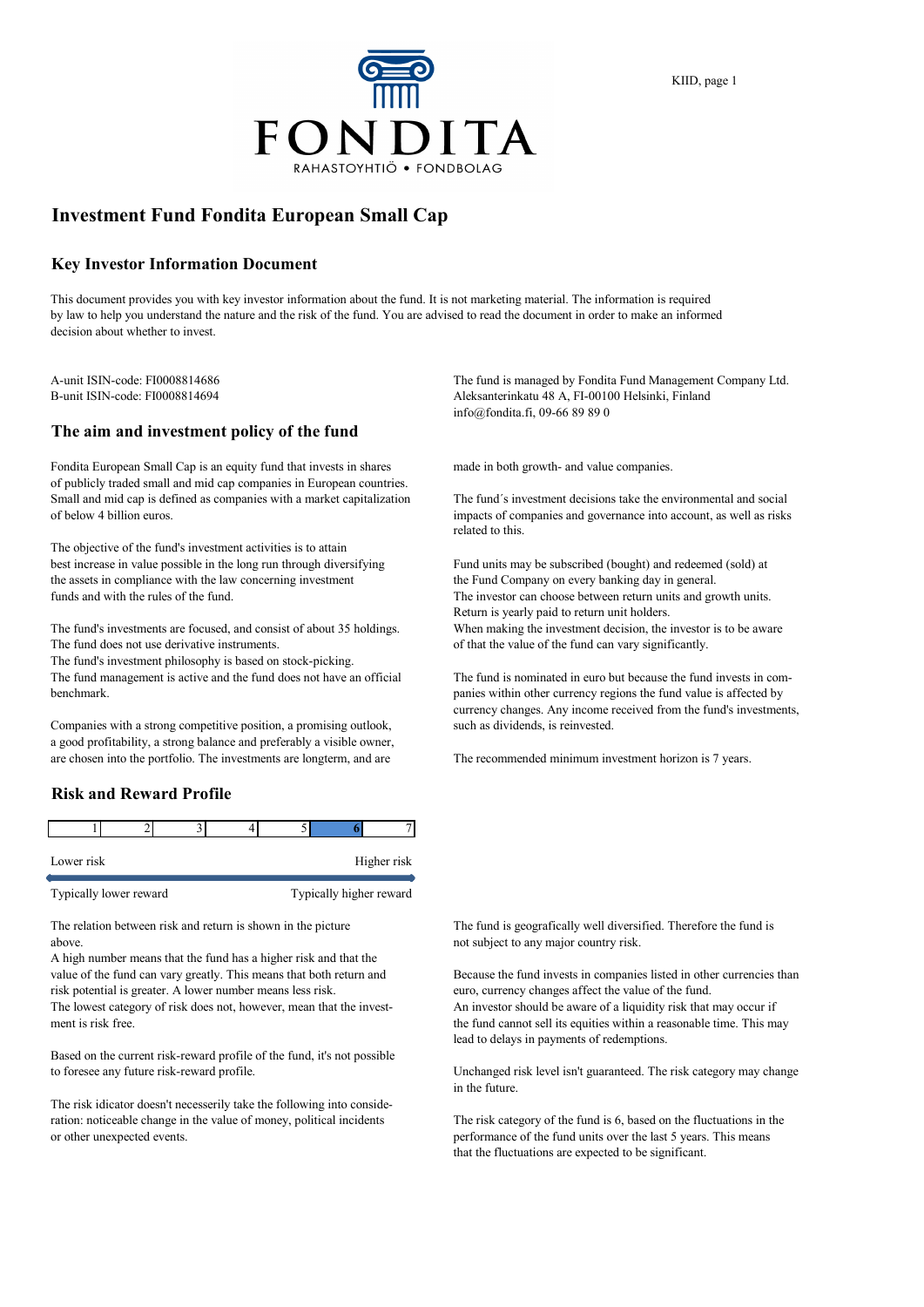FONDITA

RAHASTOYHTIÖ • FONDBOLAG

# Investment Fund Fondita European Small Cap

## Key Investor Information Document

This document provides you with key investor information about the fund. It is not marketing material. The information is required by law to help you understand the nature and the risk of the fund. You are advised to read the document in order to make an informed decision about whether to invest.

A-unit ISIN-code: FI0008814686
B-unit ISIN-code: FI0008814694

The fund is managed by Fondita Fund Management Company Ltd.
Aleksanterinkatu 48 A, FI-00100 Helsinki, Finland
info@fondita.fi, 09-66 89 89 0

## The aim and investment policy of the fund

Fondita European Small Cap is an equity fund that invests in shares of publicly traded small and mid cap companies in European countries. Small and mid cap is defined as companies with a market capitalization of below 4 billion euros.

The objective of the fund's investment activities is to attain best increase in value possible in the long run through diversifying the assets in compliance with the law concerning investment funds and with the rules of the fund.

The fund's investments are focused, and consist of about 35 holdings.
The fund does not use derivative instruments.
The fund's investment philosophy is based on stock-picking.
The fund management is active and the fund does not have an official benchmark.

Companies with a strong competitive position, a promising outlook, a good profitability, a strong balance and preferably a visible owner, are chosen into the portfolio. The investments are longterm, and are made in both growth- and value companies.

The fund´s investment decisions take the environmental and social impacts of companies and governance into account, as well as risks related to this.

Fund units may be subscribed (bought) and redeemed (sold) at the Fund Company on every banking day in general.
The investor can choose between return units and growth units.
Return is yearly paid to return unit holders.
When making the investment decision, the investor is to be aware of that the value of the fund can vary significantly.

The fund is nominated in euro but because the fund invests in companies within other currency regions the fund value is affected by currency changes. Any income received from the fund's investments, such as dividends, is reinvested.

The recommended minimum investment horizon is 7 years.

## Risk and Reward Profile

| 1 | 2 | 3 | 4 | 5 | **6** | 7 |
|---|---|---|---|---|---|---|

Lower risk — Higher risk

Typically lower reward — Typically higher reward

The relation between risk and return is shown in the picture above.
A high number means that the fund has a higher risk and that the value of the fund can vary greatly. This means that both return and risk potential is greater. A lower number means less risk.
The lowest category of risk does not, however, mean that the investment is risk free.

Based on the current risk-reward profile of the fund, it's not possible to foresee any future risk-reward profile.

The risk idicator doesn't necesserily take the following into consideration: noticeable change in the value of money, political incidents or other unexpected events.

The fund is geografically well diversified. Therefore the fund is not subject to any major country risk.

Because the fund invests in companies listed in other currencies than euro, currency changes affect the value of the fund.
An investor should be aware of a liquidity risk that may occur if the fund cannot sell its equities within a reasonable time. This may lead to delays in payments of redemptions.

Unchanged risk level isn't guaranteed. The risk category may change in the future.

The risk category of the fund is 6, based on the fluctuations in the performance of the fund units over the last 5 years. This means that the fluctuations are expected to be significant.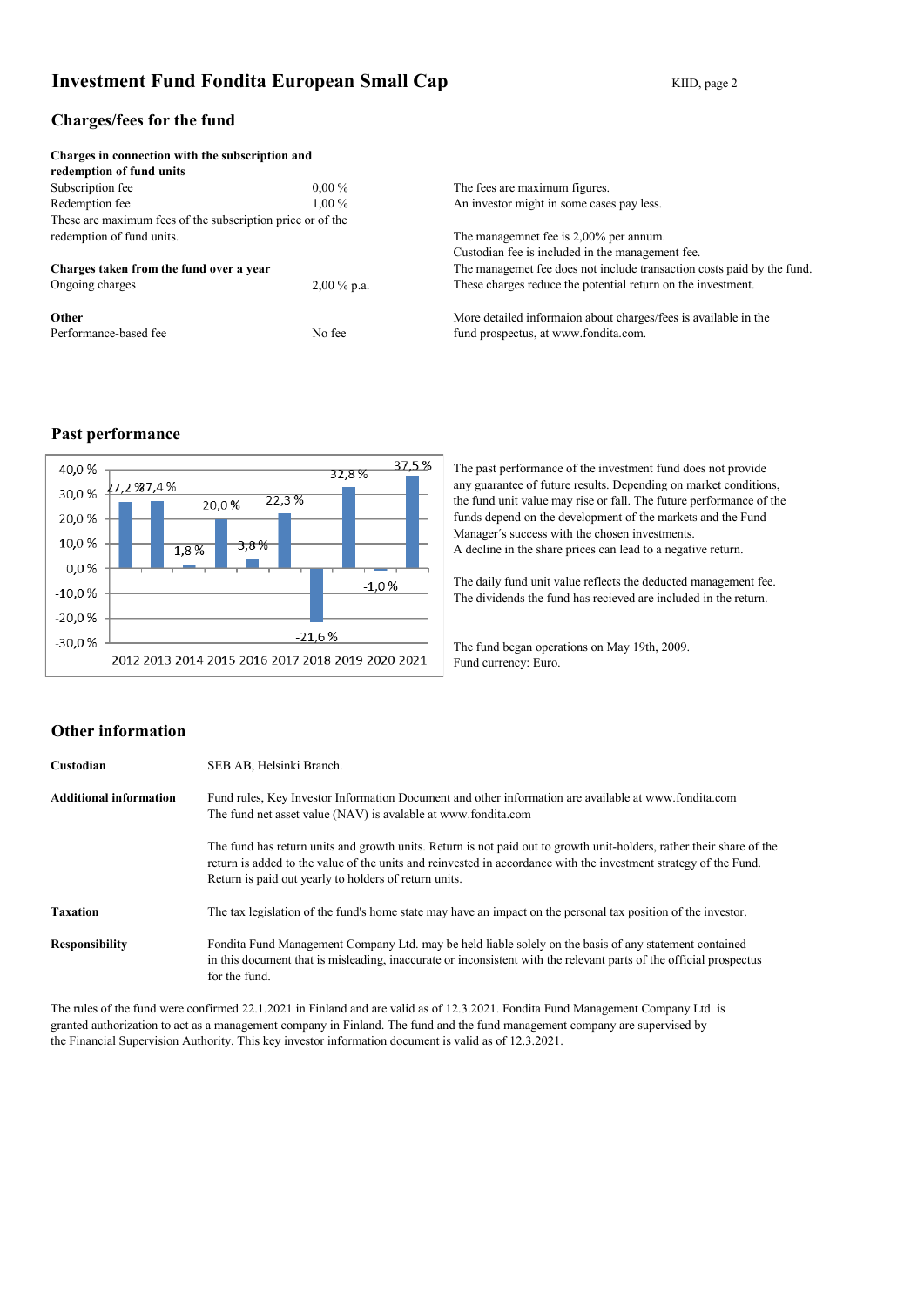# Investment Fund Fondita European Small Cap

KIID, page 2

## Charges/fees for the fund

**Charges in connection with the subscription and redemption of fund units**

| | |
|---|---|
| Subscription fee | 0,00 % |
| Redemption fee | 1,00 % |

These are maximum fees of the subscription price or of the redemption of fund units.

**Charges taken from the fund over a year**

| | |
|---|---|
| Ongoing charges | 2,00 % p.a. |

**Other**

| | |
|---|---|
| Performance-based fee | No fee |

The fees are maximum figures.
An investor might in some cases pay less.

The managemnet fee is 2,00% per annum.
Custodian fee is included in the management fee.
The managemet fee does not include transaction costs paid by the fund.
These charges reduce the potential return on the investment.

More detailed informaion about charges/fees is available in the fund prospectus, at www.fondita.com.

## Past performance

40,0 %
30,0 %
20,0 %
10,0 %
0,0 %
-10,0 %
-20,0 %
-30,0 %

27,2 %
27,4 %
1,8 %
20,0 %
3,8 %
22,3 %
-21,6 %
32,8 %
-1,0 %
37,5 %

2012 2013 2014 2015 2016 2017 2018 2019 2020 2021

The past performance of the investment fund does not provide any guarantee of future results. Depending on market conditions, the fund unit value may rise or fall. The future performance of the funds depend on the development of the markets and the Fund Manager´s success with the chosen investments.
A decline in the share prices can lead to a negative return.

The daily fund unit value reflects the deducted management fee.
The dividends the fund has recieved are included in the return.

The fund began operations on May 19th, 2009.
Fund currency: Euro.

## Other information

**Custodian**

SEB AB, Helsinki Branch.

**Additional information**

Fund rules, Key Investor Information Document and other information are available at www.fondita.com
The fund net asset value (NAV) is avalable at www.fondita.com

The fund has return units and growth units. Return is not paid out to growth unit-holders, rather their share of the return is added to the value of the units and reinvested in accordance with the investment strategy of the Fund. Return is paid out yearly to holders of return units.

**Taxation**

The tax legislation of the fund's home state may have an impact on the personal tax position of the investor.

**Responsibility**

Fondita Fund Management Company Ltd. may be held liable solely on the basis of any statement contained in this document that is misleading, inaccurate or inconsistent with the relevant parts of the official prospectus for the fund.

The rules of the fund were confirmed 22.1.2021 in Finland and are valid as of 12.3.2021. Fondita Fund Management Company Ltd. is granted authorization to act as a management company in Finland. The fund and the fund management company are supervised by the Financial Supervision Authority. This key investor information document is valid as of 12.3.2021.